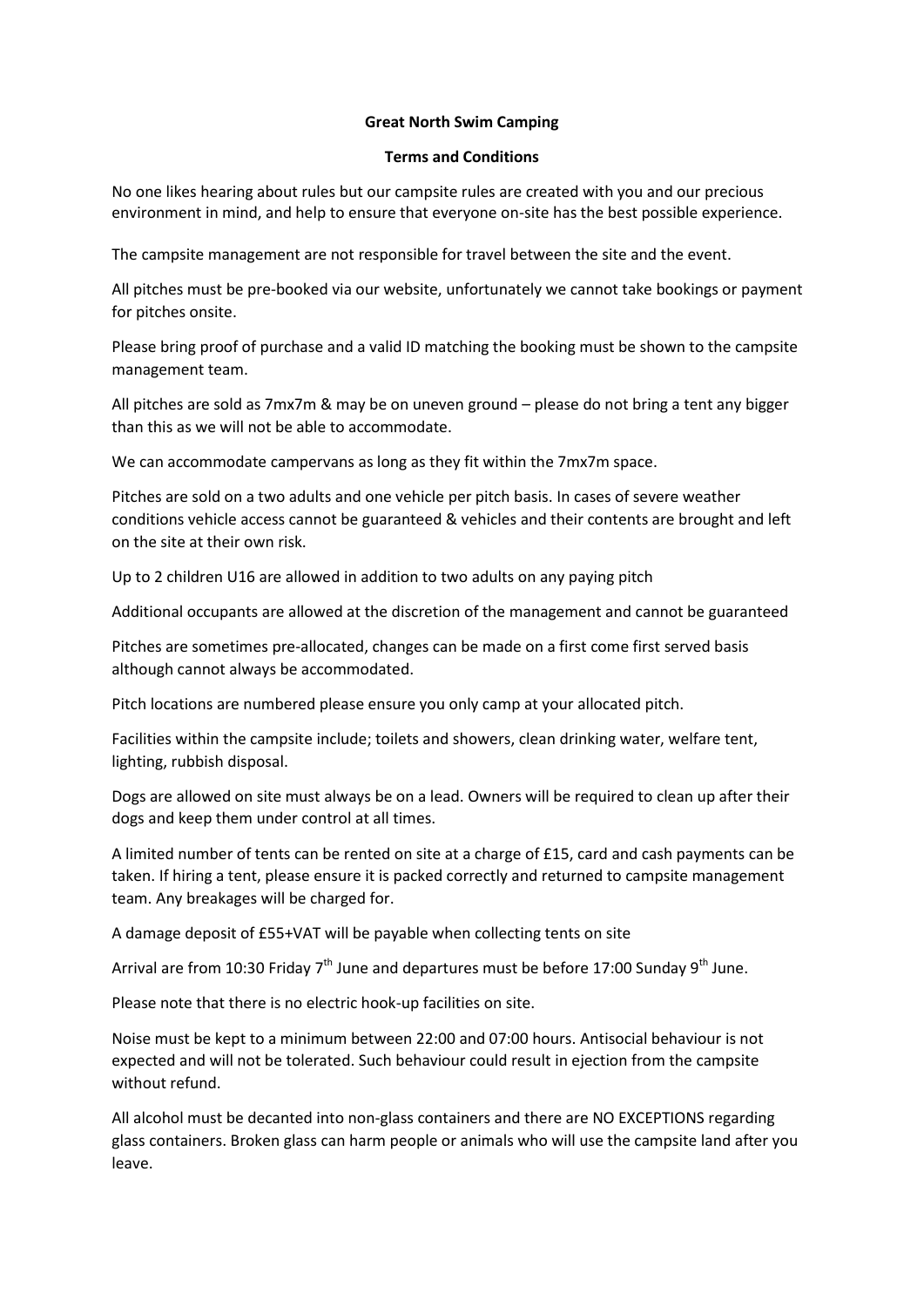# Great North Swim Camping

## Terms and Conditions

No one likes hearing about rules but our campsite rules are created with you and our precious environment in mind, and help to ensure that everyone on-site has the best possible experience.

The campsite management are not responsible for travel between the site and the event.

All pitches must be pre-booked via our website, unfortunately we cannot take bookings or payment for pitches onsite.

Please bring proof of purchase and a valid ID matching the booking must be shown to the campsite management team.

All pitches are sold as 7mx7m & may be on uneven ground – please do not bring a tent any bigger than this as we will not be able to accommodate.

We can accommodate campervans as long as they fit within the 7mx7m space.

Pitches are sold on a two adults and one vehicle per pitch basis. In cases of severe weather conditions vehicle access cannot be guaranteed & vehicles and their contents are brought and left on the site at their own risk.

Up to 2 children U16 are allowed in addition to two adults on any paying pitch

Additional occupants are allowed at the discretion of the management and cannot be guaranteed

Pitches are sometimes pre-allocated, changes can be made on a first come first served basis although cannot always be accommodated.

Pitch locations are numbered please ensure you only camp at your allocated pitch.

Facilities within the campsite include; toilets and showers, clean drinking water, welfare tent, lighting, rubbish disposal.

Dogs are allowed on site must always be on a lead. Owners will be required to clean up after their dogs and keep them under control at all times.

A limited number of tents can be rented on site at a charge of £15, card and cash payments can be taken. If hiring a tent, please ensure it is packed correctly and returned to campsite management team. Any breakages will be charged for.

A damage deposit of £55+VAT will be payable when collecting tents on site

Arrival are from 10:30 Friday 7th June and departures must be before 17:00 Sunday 9th June.

Please note that there is no electric hook-up facilities on site.

Noise must be kept to a minimum between 22:00 and 07:00 hours. Antisocial behaviour is not expected and will not be tolerated. Such behaviour could result in ejection from the campsite without refund.

All alcohol must be decanted into non-glass containers and there are NO EXCEPTIONS regarding glass containers. Broken glass can harm people or animals who will use the campsite land after you leave.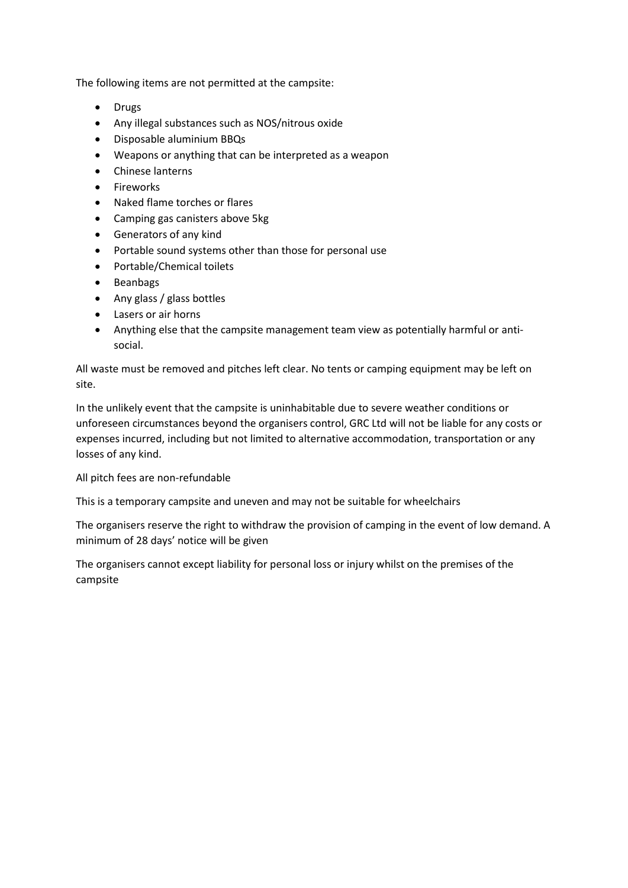The following items are not permitted at the campsite:

- Drugs
- Any illegal substances such as NOS/nitrous oxide
- Disposable aluminium BBQs
- Weapons or anything that can be interpreted as a weapon
- Chinese lanterns
- Fireworks
- Naked flame torches or flares
- Camping gas canisters above 5kg
- Generators of any kind
- Portable sound systems other than those for personal use
- Portable/Chemical toilets
- Beanbags
- Any glass / glass bottles
- Lasers or air horns
- Anything else that the campsite management team view as potentially harmful or anti-social.

All waste must be removed and pitches left clear. No tents or camping equipment may be left on site.

In the unlikely event that the campsite is uninhabitable due to severe weather conditions or unforeseen circumstances beyond the organisers control, GRC Ltd will not be liable for any costs or expenses incurred, including but not limited to alternative accommodation, transportation or any losses of any kind.

All pitch fees are non-refundable

This is a temporary campsite and uneven and may not be suitable for wheelchairs

The organisers reserve the right to withdraw the provision of camping in the event of low demand. A minimum of 28 days' notice will be given

The organisers cannot except liability for personal loss or injury whilst on the premises of the campsite